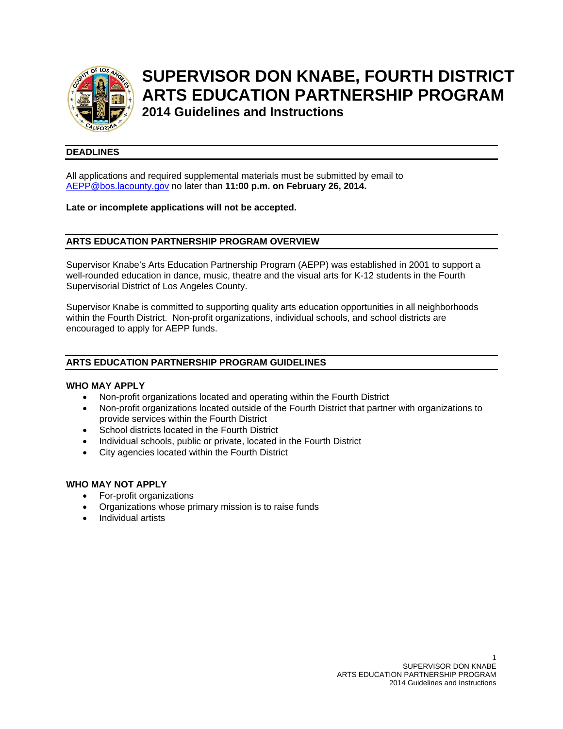# SUPERVISOR DON KNABE, FOURTH DISTRICT ARTS EDUCATION PARTNERSHIP PROGRAM

## 2014 Guidelines and Instructions

## DEADLINES

All applications and required supplemental materials must be submitted by email to AEPP@bos.lacounty.gov no later than **11:00 p.m. on February 26, 2014.**

**Late or incomplete applications will not be accepted.**

## ARTS EDUCATION PARTNERSHIP PROGRAM OVERVIEW

Supervisor Knabe's Arts Education Partnership Program (AEPP) was established in 2001 to support a well-rounded education in dance, music, theatre and the visual arts for K-12 students in the Fourth Supervisorial District of Los Angeles County.

Supervisor Knabe is committed to supporting quality arts education opportunities in all neighborhoods within the Fourth District. Non-profit organizations, individual schools, and school districts are encouraged to apply for AEPP funds.

## ARTS EDUCATION PARTNERSHIP PROGRAM GUIDELINES

### WHO MAY APPLY

- Non-profit organizations located and operating within the Fourth District
- Non-profit organizations located outside of the Fourth District that partner with organizations to provide services within the Fourth District
- School districts located in the Fourth District
- Individual schools, public or private, located in the Fourth District
- City agencies located within the Fourth District

### WHO MAY NOT APPLY

- For-profit organizations
- Organizations whose primary mission is to raise funds
- Individual artists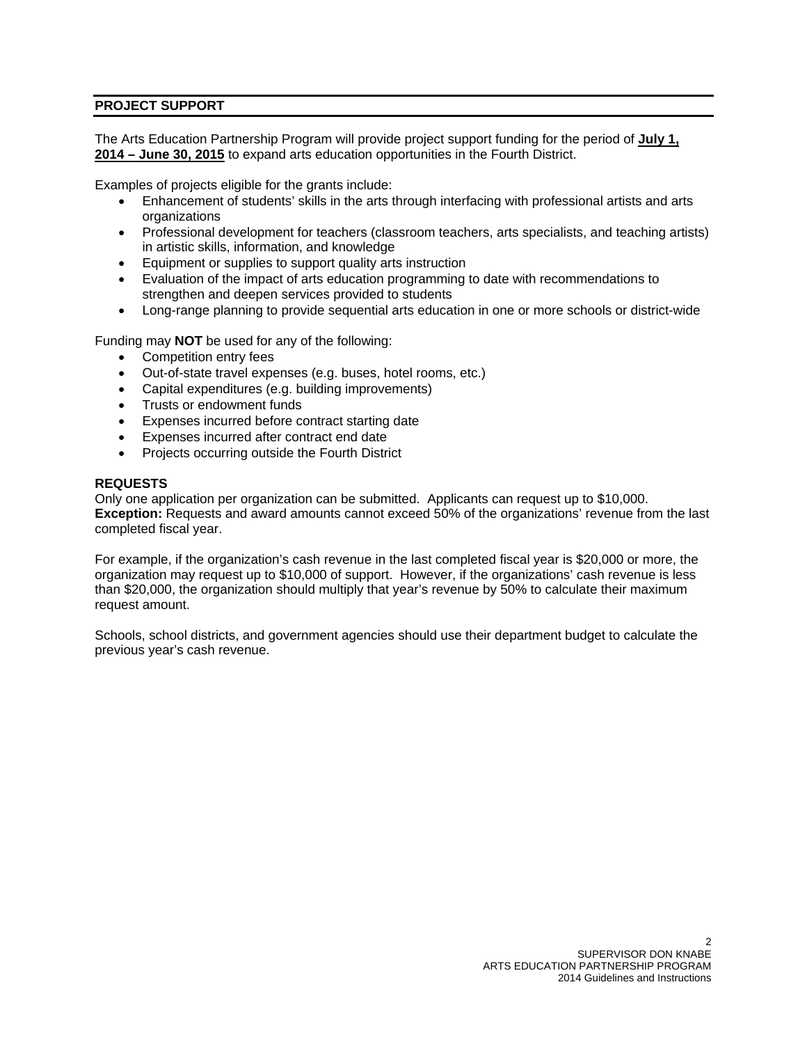## PROJECT SUPPORT

The Arts Education Partnership Program will provide project support funding for the period of **July 1, 2014 – June 30, 2015** to expand arts education opportunities in the Fourth District.

Examples of projects eligible for the grants include:

- Enhancement of students' skills in the arts through interfacing with professional artists and arts organizations
- Professional development for teachers (classroom teachers, arts specialists, and teaching artists) in artistic skills, information, and knowledge
- Equipment or supplies to support quality arts instruction
- Evaluation of the impact of arts education programming to date with recommendations to strengthen and deepen services provided to students
- Long-range planning to provide sequential arts education in one or more schools or district-wide

Funding may **NOT** be used for any of the following:

- Competition entry fees
- Out-of-state travel expenses (e.g. buses, hotel rooms, etc.)
- Capital expenditures (e.g. building improvements)
- Trusts or endowment funds
- Expenses incurred before contract starting date
- Expenses incurred after contract end date
- Projects occurring outside the Fourth District

### REQUESTS

Only one application per organization can be submitted. Applicants can request up to $10,000. **Exception:** Requests and award amounts cannot exceed 50% of the organizations' revenue from the last completed fiscal year.

For example, if the organization's cash revenue in the last completed fiscal year is $20,000 or more, the organization may request up to $10,000 of support. However, if the organizations' cash revenue is less than $20,000, the organization should multiply that year's revenue by 50% to calculate their maximum request amount.

Schools, school districts, and government agencies should use their department budget to calculate the previous year's cash revenue.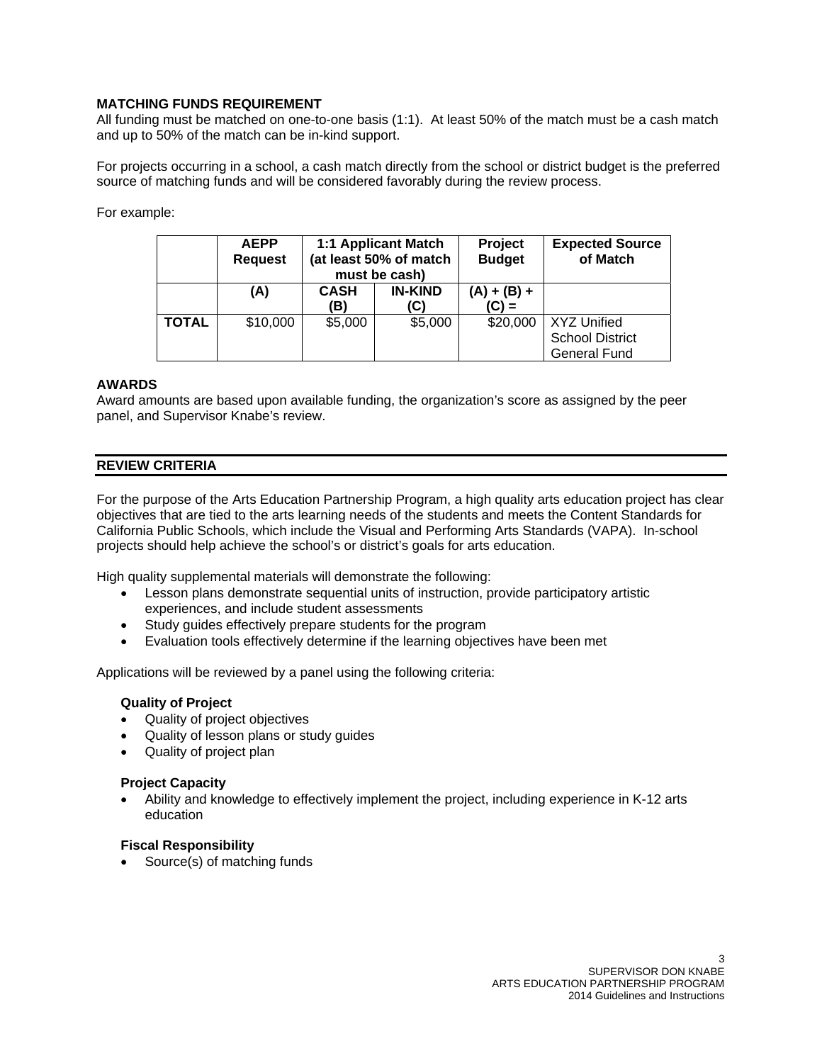## MATCHING FUNDS REQUIREMENT

All funding must be matched on one-to-one basis (1:1). At least 50% of the match must be a cash match and up to 50% of the match can be in-kind support.

For projects occurring in a school, a cash match directly from the school or district budget is the preferred source of matching funds and will be considered favorably during the review process.

For example:

| | AEPP Request | 1:1 Applicant Match (at least 50% of match must be cash) | | Project Budget | Expected Source of Match |
|---|---|---|---|---|---|
| | (A) | CASH (B) | IN-KIND (C) | (A) + (B) + (C) = | |
| TOTAL | $10,000 | $5,000 | $5,000 | $20,000 | XYZ Unified School District General Fund |

## AWARDS

Award amounts are based upon available funding, the organization's score as assigned by the peer panel, and Supervisor Knabe's review.

## REVIEW CRITERIA

For the purpose of the Arts Education Partnership Program, a high quality arts education project has clear objectives that are tied to the arts learning needs of the students and meets the Content Standards for California Public Schools, which include the Visual and Performing Arts Standards (VAPA). In-school projects should help achieve the school's or district's goals for arts education.

High quality supplemental materials will demonstrate the following:

- Lesson plans demonstrate sequential units of instruction, provide participatory artistic experiences, and include student assessments
- Study guides effectively prepare students for the program
- Evaluation tools effectively determine if the learning objectives have been met

Applications will be reviewed by a panel using the following criteria:

**Quality of Project**

- Quality of project objectives
- Quality of lesson plans or study guides
- Quality of project plan

**Project Capacity**

- Ability and knowledge to effectively implement the project, including experience in K-12 arts education

**Fiscal Responsibility**

- Source(s) of matching funds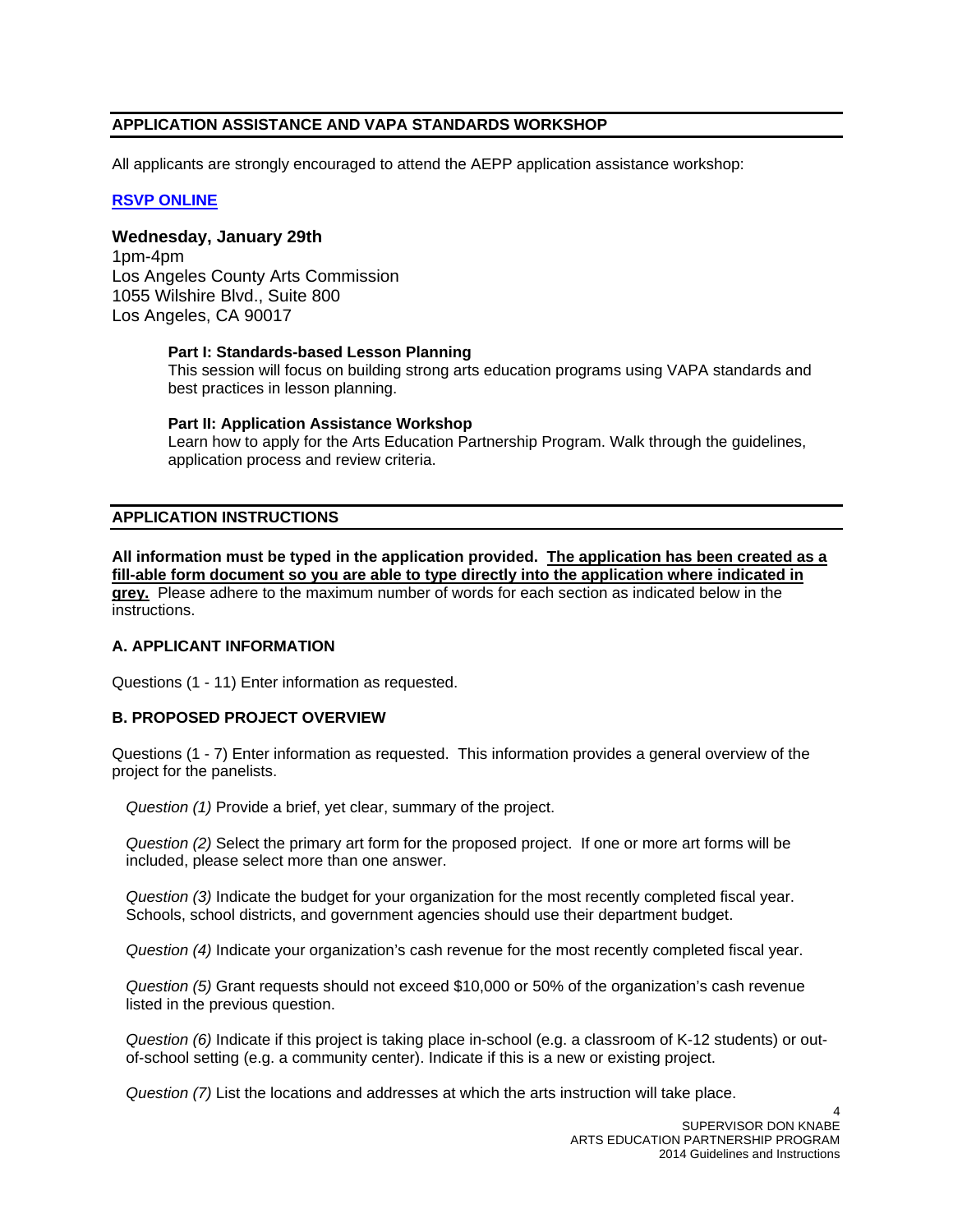## APPLICATION ASSISTANCE AND VAPA STANDARDS WORKSHOP

All applicants are strongly encouraged to attend the AEPP application assistance workshop:

**RSVP ONLINE**

**Wednesday, January 29th**
1pm-4pm
Los Angeles County Arts Commission
1055 Wilshire Blvd., Suite 800
Los Angeles, CA 90017

> **Part I: Standards-based Lesson Planning**
> This session will focus on building strong arts education programs using VAPA standards and best practices in lesson planning.
>
> **Part II: Application Assistance Workshop**
> Learn how to apply for the Arts Education Partnership Program. Walk through the guidelines, application process and review criteria.

## APPLICATION INSTRUCTIONS

**All information must be typed in the application provided. The application has been created as a fill-able form document so you are able to type directly into the application where indicated in grey.** Please adhere to the maximum number of words for each section as indicated below in the instructions.

### A. APPLICANT INFORMATION

Questions (1 - 11) Enter information as requested.

### B. PROPOSED PROJECT OVERVIEW

Questions (1 - 7) Enter information as requested. This information provides a general overview of the project for the panelists.

*Question (1)* Provide a brief, yet clear, summary of the project.

*Question (2)* Select the primary art form for the proposed project. If one or more art forms will be included, please select more than one answer.

*Question (3)* Indicate the budget for your organization for the most recently completed fiscal year. Schools, school districts, and government agencies should use their department budget.

*Question (4)* Indicate your organization's cash revenue for the most recently completed fiscal year.

*Question (5)* Grant requests should not exceed $10,000 or 50% of the organization's cash revenue listed in the previous question.

*Question (6)* Indicate if this project is taking place in-school (e.g. a classroom of K-12 students) or out-of-school setting (e.g. a community center). Indicate if this is a new or existing project.

*Question (7)* List the locations and addresses at which the arts instruction will take place.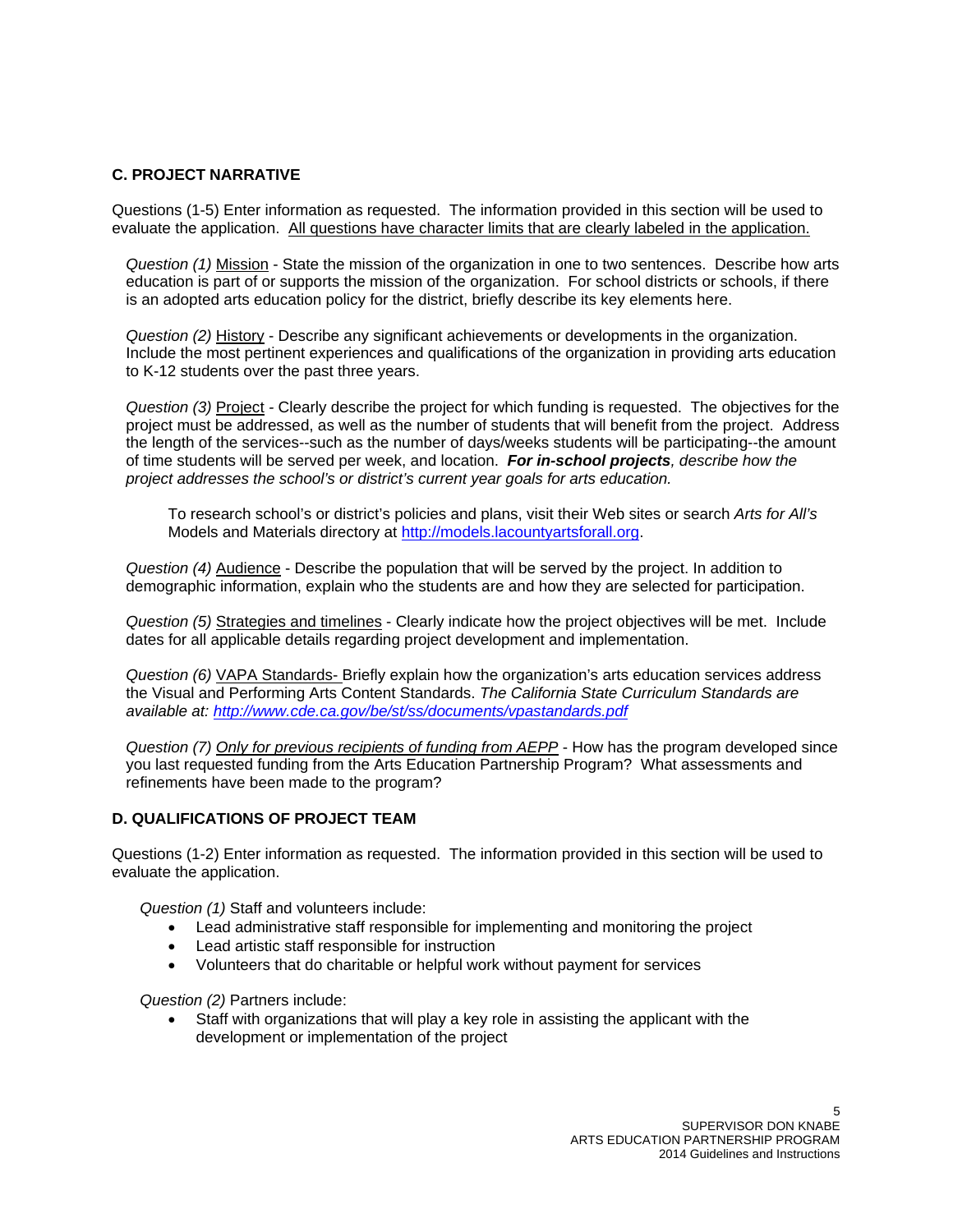## C. PROJECT NARRATIVE

Questions (1-5) Enter information as requested. The information provided in this section will be used to evaluate the application. All questions have character limits that are clearly labeled in the application.

*Question (1)* Mission - State the mission of the organization in one to two sentences. Describe how arts education is part of or supports the mission of the organization. For school districts or schools, if there is an adopted arts education policy for the district, briefly describe its key elements here.

*Question (2)* History - Describe any significant achievements or developments in the organization. Include the most pertinent experiences and qualifications of the organization in providing arts education to K-12 students over the past three years.

*Question (3)* Project - Clearly describe the project for which funding is requested. The objectives for the project must be addressed, as well as the number of students that will benefit from the project. Address the length of the services--such as the number of days/weeks students will be participating--the amount of time students will be served per week, and location. ***For in-school projects**, describe how the project addresses the school's or district's current year goals for arts education.*

> To research school's or district's policies and plans, visit their Web sites or search *Arts for All's* Models and Materials directory at http://models.lacountyartsforall.org.

*Question (4)* Audience - Describe the population that will be served by the project. In addition to demographic information, explain who the students are and how they are selected for participation.

*Question (5)* Strategies and timelines - Clearly indicate how the project objectives will be met. Include dates for all applicable details regarding project development and implementation.

*Question (6)* VAPA Standards- Briefly explain how the organization's arts education services address the Visual and Performing Arts Content Standards. *The California State Curriculum Standards are available at: http://www.cde.ca.gov/be/st/ss/documents/vpastandards.pdf*

*Question (7) Only for previous recipients of funding from AEPP* - How has the program developed since you last requested funding from the Arts Education Partnership Program? What assessments and refinements have been made to the program?

## D. QUALIFICATIONS OF PROJECT TEAM

Questions (1-2) Enter information as requested. The information provided in this section will be used to evaluate the application.

*Question (1)* Staff and volunteers include:

- Lead administrative staff responsible for implementing and monitoring the project
- Lead artistic staff responsible for instruction
- Volunteers that do charitable or helpful work without payment for services

*Question (2)* Partners include:

- Staff with organizations that will play a key role in assisting the applicant with the development or implementation of the project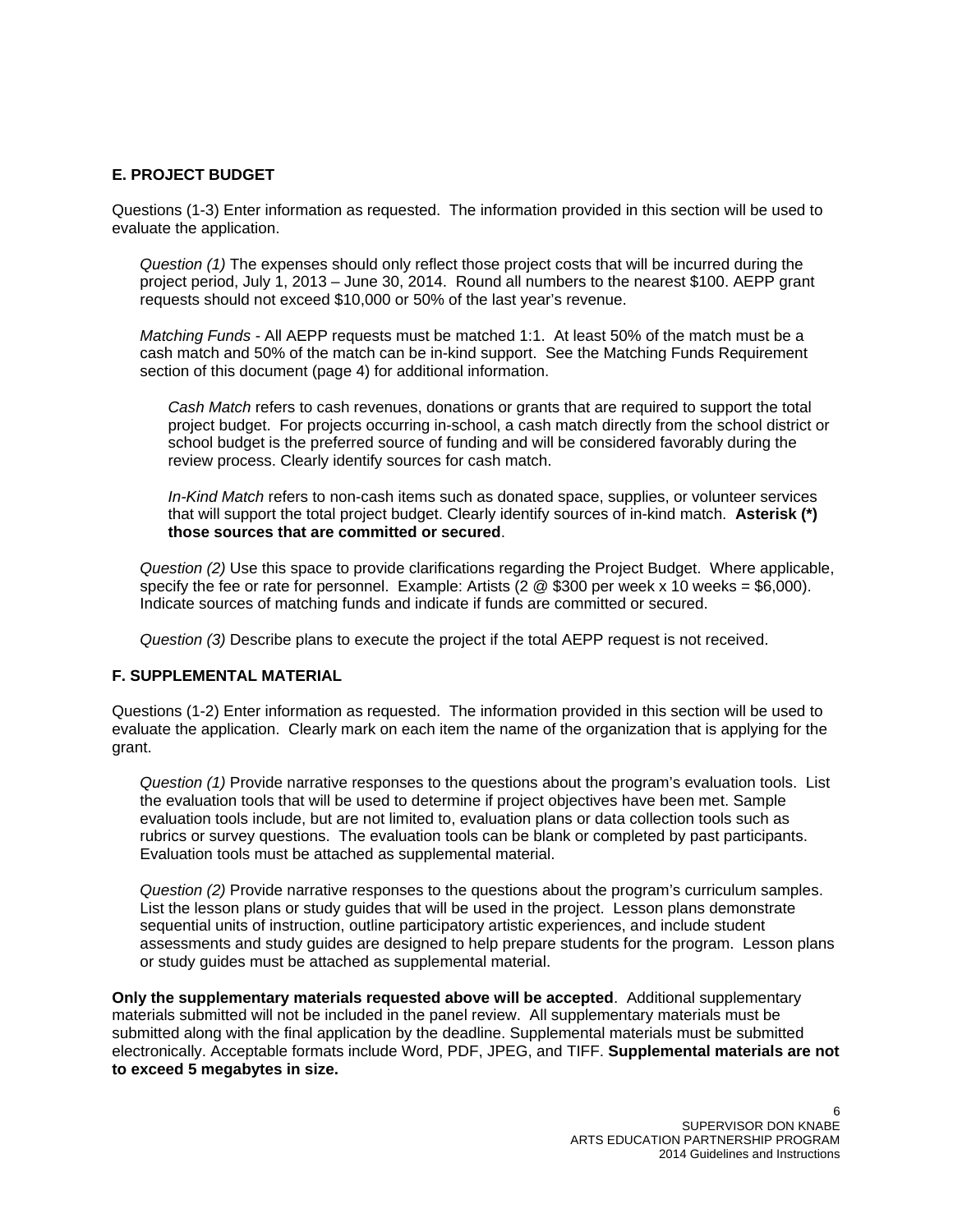### E. PROJECT BUDGET

Questions (1-3) Enter information as requested. The information provided in this section will be used to evaluate the application.

*Question (1)* The expenses should only reflect those project costs that will be incurred during the project period, July 1, 2013 – June 30, 2014. Round all numbers to the nearest $100. AEPP grant requests should not exceed $10,000 or 50% of the last year's revenue.

*Matching Funds* - All AEPP requests must be matched 1:1. At least 50% of the match must be a cash match and 50% of the match can be in-kind support. See the Matching Funds Requirement section of this document (page 4) for additional information.

*Cash Match* refers to cash revenues, donations or grants that are required to support the total project budget. For projects occurring in-school, a cash match directly from the school district or school budget is the preferred source of funding and will be considered favorably during the review process. Clearly identify sources for cash match.

*In-Kind Match* refers to non-cash items such as donated space, supplies, or volunteer services that will support the total project budget. Clearly identify sources of in-kind match. **Asterisk (*) those sources that are committed or secured**.

*Question (2)* Use this space to provide clarifications regarding the Project Budget. Where applicable, specify the fee or rate for personnel. Example: Artists (2 @ $300 per week x 10 weeks = $6,000). Indicate sources of matching funds and indicate if funds are committed or secured.

*Question (3)* Describe plans to execute the project if the total AEPP request is not received.

### F. SUPPLEMENTAL MATERIAL

Questions (1-2) Enter information as requested. The information provided in this section will be used to evaluate the application. Clearly mark on each item the name of the organization that is applying for the grant.

*Question (1)* Provide narrative responses to the questions about the program's evaluation tools. List the evaluation tools that will be used to determine if project objectives have been met. Sample evaluation tools include, but are not limited to, evaluation plans or data collection tools such as rubrics or survey questions. The evaluation tools can be blank or completed by past participants. Evaluation tools must be attached as supplemental material.

*Question (2)* Provide narrative responses to the questions about the program's curriculum samples. List the lesson plans or study guides that will be used in the project. Lesson plans demonstrate sequential units of instruction, outline participatory artistic experiences, and include student assessments and study guides are designed to help prepare students for the program. Lesson plans or study guides must be attached as supplemental material.

**Only the supplementary materials requested above will be accepted**. Additional supplementary materials submitted will not be included in the panel review. All supplementary materials must be submitted along with the final application by the deadline. Supplemental materials must be submitted electronically. Acceptable formats include Word, PDF, JPEG, and TIFF. **Supplemental materials are not to exceed 5 megabytes in size.**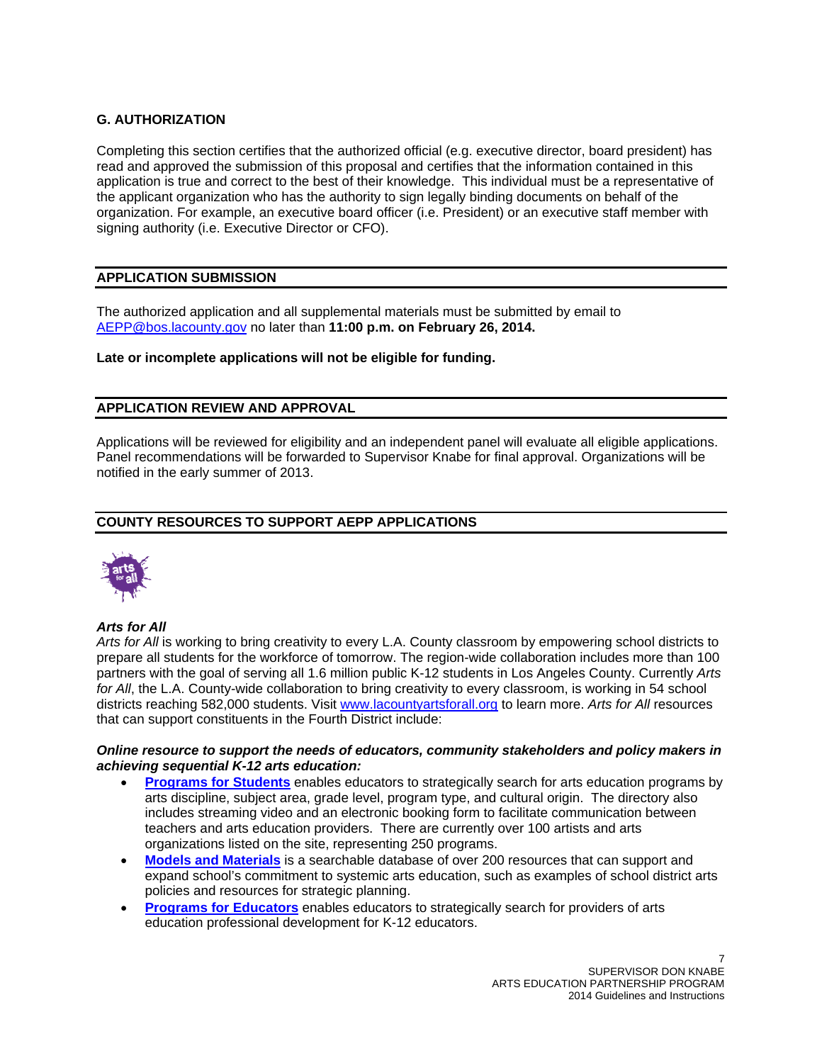## G. AUTHORIZATION

Completing this section certifies that the authorized official (e.g. executive director, board president) has read and approved the submission of this proposal and certifies that the information contained in this application is true and correct to the best of their knowledge. This individual must be a representative of the applicant organization who has the authority to sign legally binding documents on behalf of the organization. For example, an executive board officer (i.e. President) or an executive staff member with signing authority (i.e. Executive Director or CFO).

## APPLICATION SUBMISSION

The authorized application and all supplemental materials must be submitted by email to AEPP@bos.lacounty.gov no later than **11:00 p.m. on February 26, 2014.**

**Late or incomplete applications will not be eligible for funding.**

## APPLICATION REVIEW AND APPROVAL

Applications will be reviewed for eligibility and an independent panel will evaluate all eligible applications. Panel recommendations will be forwarded to Supervisor Knabe for final approval. Organizations will be notified in the early summer of 2013.

## COUNTY RESOURCES TO SUPPORT AEPP APPLICATIONS

***Arts for All***

*Arts for All* is working to bring creativity to every L.A. County classroom by empowering school districts to prepare all students for the workforce of tomorrow. The region-wide collaboration includes more than 100 partners with the goal of serving all 1.6 million public K-12 students in Los Angeles County. Currently *Arts for All*, the L.A. County-wide collaboration to bring creativity to every classroom, is working in 54 school districts reaching 582,000 students. Visit www.lacountyartsforall.org to learn more. *Arts for All* resources that can support constituents in the Fourth District include:

***Online resource to support the needs of educators, community stakeholders and policy makers in achieving sequential K-12 arts education:***

- **Programs for Students** enables educators to strategically search for arts education programs by arts discipline, subject area, grade level, program type, and cultural origin. The directory also includes streaming video and an electronic booking form to facilitate communication between teachers and arts education providers. There are currently over 100 artists and arts organizations listed on the site, representing 250 programs.
- **Models and Materials** is a searchable database of over 200 resources that can support and expand school's commitment to systemic arts education, such as examples of school district arts policies and resources for strategic planning.
- **Programs for Educators** enables educators to strategically search for providers of arts education professional development for K-12 educators.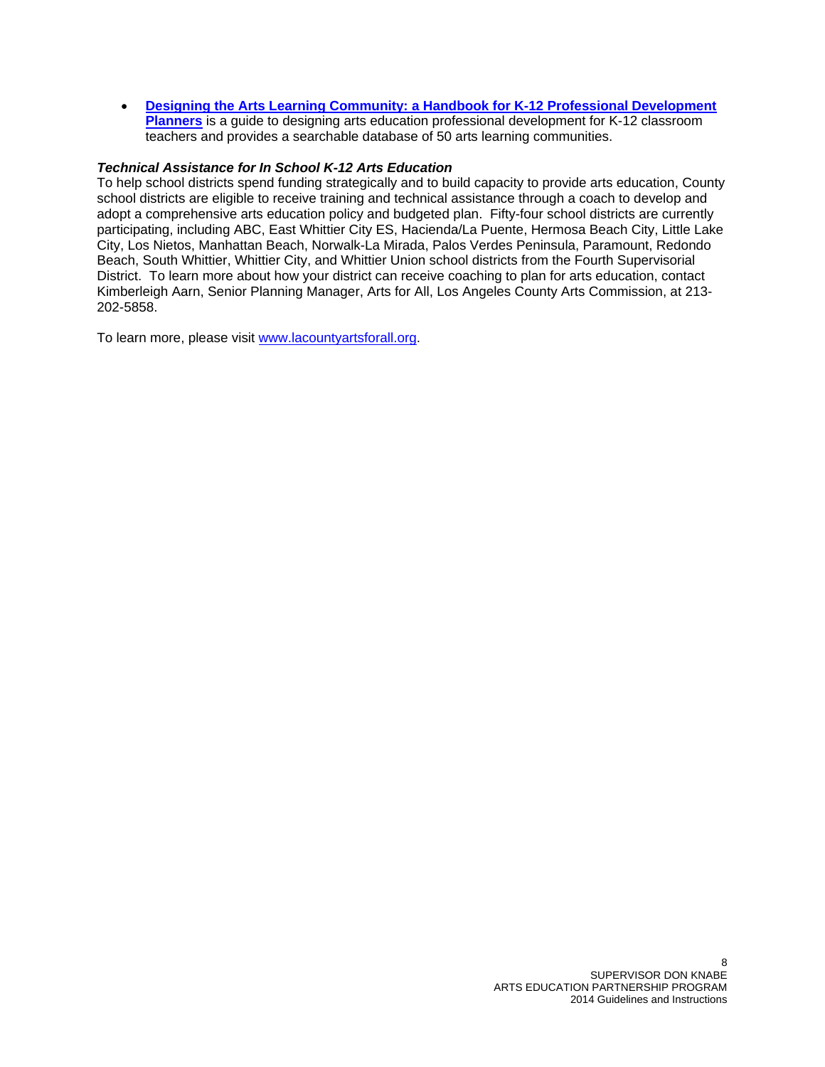- **Designing the Arts Learning Community: a Handbook for K-12 Professional Development Planners** is a guide to designing arts education professional development for K-12 classroom teachers and provides a searchable database of 50 arts learning communities.

***Technical Assistance for In School K-12 Arts Education***

To help school districts spend funding strategically and to build capacity to provide arts education, County school districts are eligible to receive training and technical assistance through a coach to develop and adopt a comprehensive arts education policy and budgeted plan. Fifty-four school districts are currently participating, including ABC, East Whittier City ES, Hacienda/La Puente, Hermosa Beach City, Little Lake City, Los Nietos, Manhattan Beach, Norwalk-La Mirada, Palos Verdes Peninsula, Paramount, Redondo Beach, South Whittier, Whittier City, and Whittier Union school districts from the Fourth Supervisorial District. To learn more about how your district can receive coaching to plan for arts education, contact Kimberleigh Aarn, Senior Planning Manager, Arts for All, Los Angeles County Arts Commission, at 213-202-5858.

To learn more, please visit www.lacountyartsforall.org.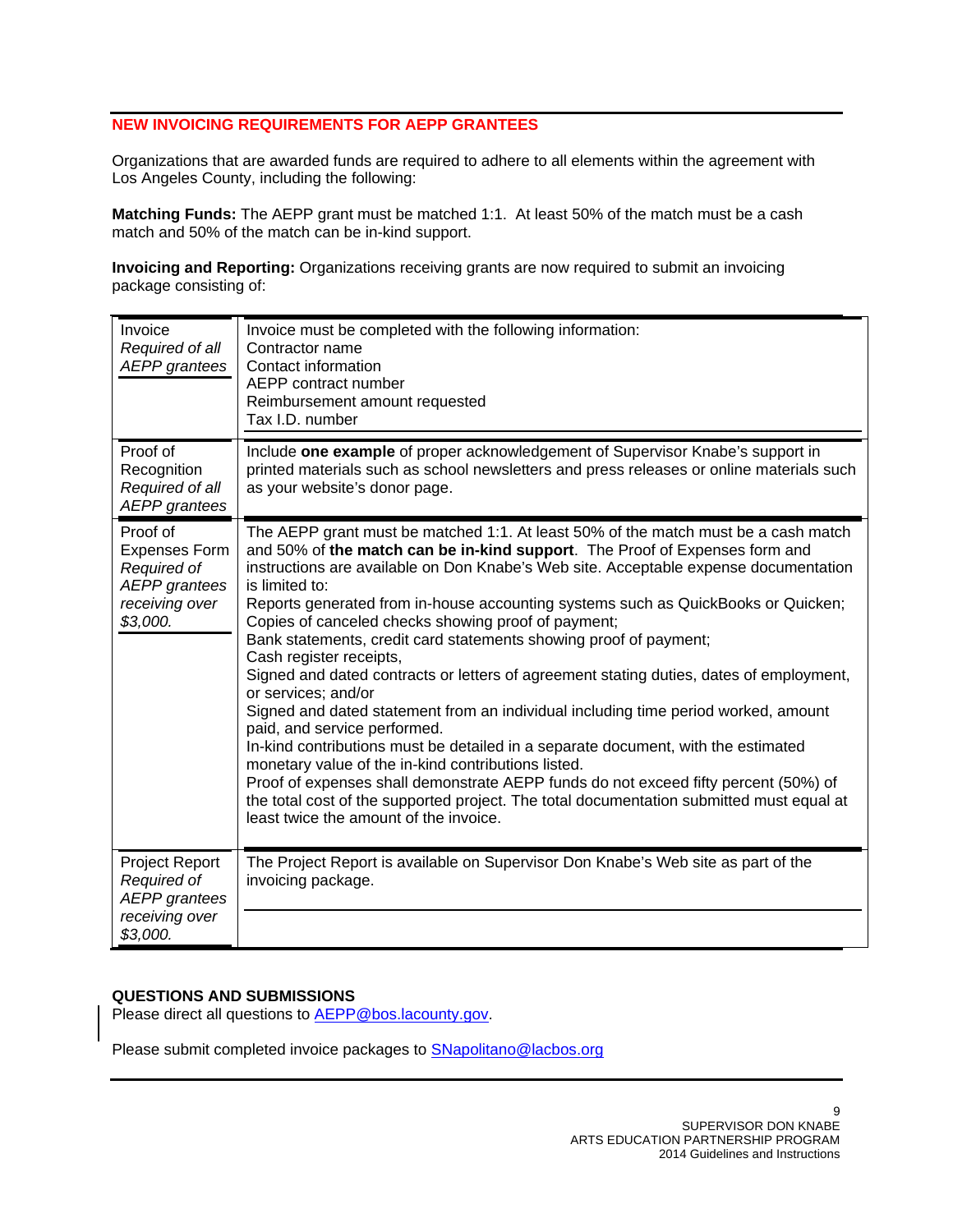## NEW INVOICING REQUIREMENTS FOR AEPP GRANTEES

Organizations that are awarded funds are required to adhere to all elements within the agreement with Los Angeles County, including the following:

**Matching Funds:** The AEPP grant must be matched 1:1. At least 50% of the match must be a cash match and 50% of the match can be in-kind support.

**Invoicing and Reporting:** Organizations receiving grants are now required to submit an invoicing package consisting of:

| | |
|---|---|
| Invoice<br>*Required of all AEPP grantees* | Invoice must be completed with the following information:<br>Contractor name<br>Contact information<br>AEPP contract number<br>Reimbursement amount requested<br>Tax I.D. number |
| Proof of Recognition<br>*Required of all AEPP grantees* | Include **one example** of proper acknowledgement of Supervisor Knabe's support in printed materials such as school newsletters and press releases or online materials such as your website's donor page. |
| Proof of Expenses Form<br>*Required of AEPP grantees receiving over $3,000.* | The AEPP grant must be matched 1:1. At least 50% of the match must be a cash match and 50% of **the match can be in-kind support**. The Proof of Expenses form and instructions are available on Don Knabe's Web site. Acceptable expense documentation is limited to:<br>Reports generated from in-house accounting systems such as QuickBooks or Quicken;<br>Copies of canceled checks showing proof of payment;<br>Bank statements, credit card statements showing proof of payment;<br>Cash register receipts,<br>Signed and dated contracts or letters of agreement stating duties, dates of employment, or services; and/or<br>Signed and dated statement from an individual including time period worked, amount paid, and service performed.<br>In-kind contributions must be detailed in a separate document, with the estimated monetary value of the in-kind contributions listed.<br>Proof of expenses shall demonstrate AEPP funds do not exceed fifty percent (50%) of the total cost of the supported project. The total documentation submitted must equal at least twice the amount of the invoice. |
| Project Report<br>*Required of AEPP grantees receiving over $3,000.* | The Project Report is available on Supervisor Don Knabe's Web site as part of the invoicing package. |

**QUESTIONS AND SUBMISSIONS**

Please direct all questions to AEPP@bos.lacounty.gov.

Please submit completed invoice packages to SNapolitano@lacbos.org